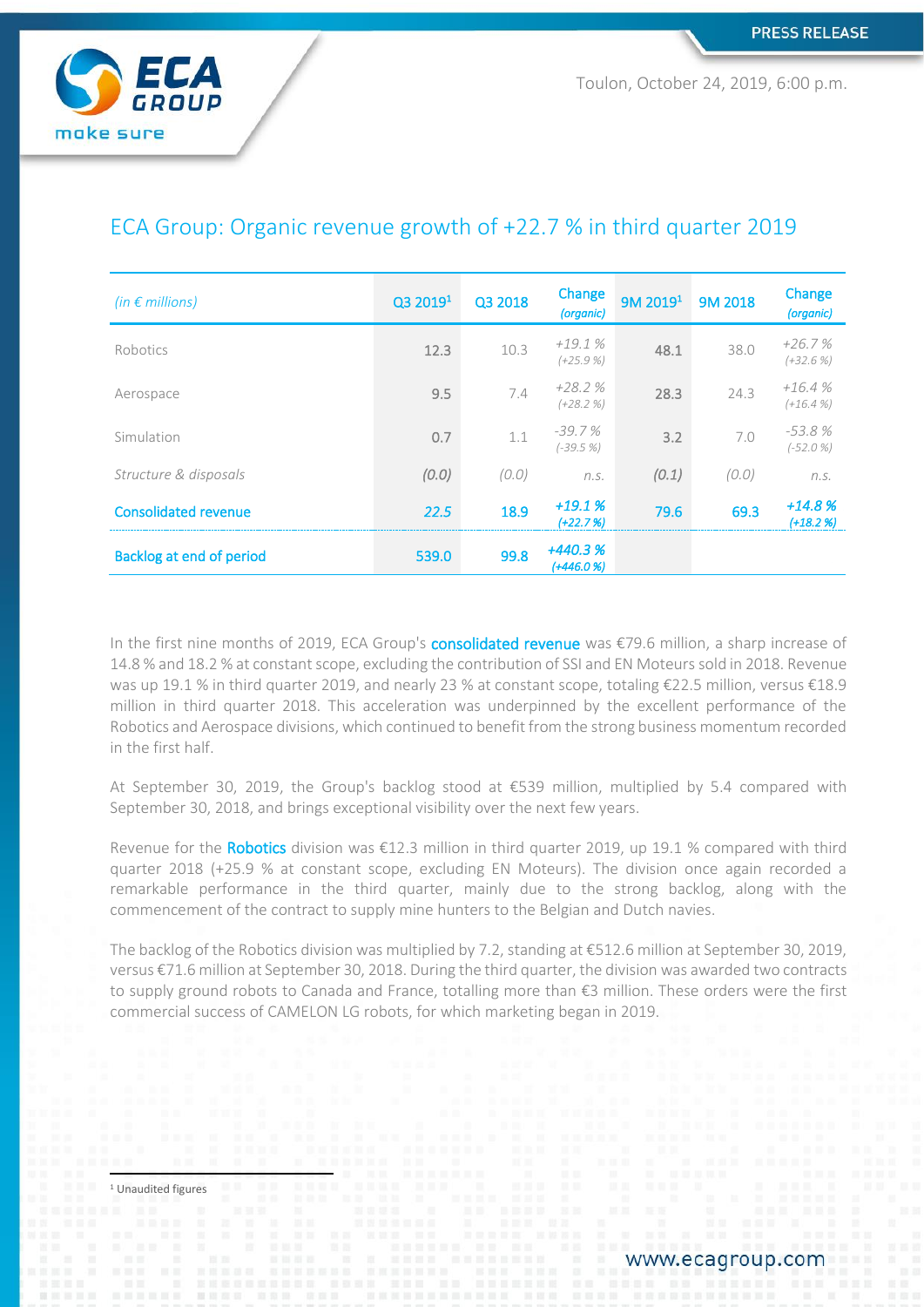PRESS RELEASE

Toulon, October 24, 2019, 6:00 p.m.

# ECA Group: Organic revenue growth of +22.7 % in third quarter 2019

| *(in € millions)* | Q3 2019[1] | Q3 2018 | Change *(organic)* | 9M 2019[1] | 9M 2018 | Change *(organic)* |
|---|---|---|---|---|---|---|
| Robotics | 12.3 | 10.3 | *+19.1 %* *(+25.9 %)* | 48.1 | 38.0 | *+26.7 %* *(+32.6 %)* |
| Aerospace | 9.5 | 7.4 | *+28.2 %* *(+28.2 %)* | 28.3 | 24.3 | *+16.4 %* *(+16.4 %)* |
| Simulation | 0.7 | 1.1 | *-39.7 %* *(-39.5 %)* | 3.2 | 7.0 | *-53.8 %* *(-52.0 %)* |
| *Structure & disposals* | *(0.0)* | *(0.0)* | *n.s.* | *(0.1)* | *(0.0)* | *n.s.* |
| Consolidated revenue | *22.5* | 18.9 | *+19.1 %* *(+22.7 %)* | 79.6 | 69.3 | *+14.8 %* *(+18.2 %)* |
| Backlog at end of period | 539.0 | 99.8 | *+440.3 %* *(+446.0 %)* | | | |

In the first nine months of 2019, ECA Group's consolidated revenue was €79.6 million, a sharp increase of 14.8 % and 18.2 % at constant scope, excluding the contribution of SSI and EN Moteurs sold in 2018. Revenue was up 19.1 % in third quarter 2019, and nearly 23 % at constant scope, totaling €22.5 million, versus €18.9 million in third quarter 2018. This acceleration was underpinned by the excellent performance of the Robotics and Aerospace divisions, which continued to benefit from the strong business momentum recorded in the first half.

At September 30, 2019, the Group's backlog stood at €539 million, multiplied by 5.4 compared with September 30, 2018, and brings exceptional visibility over the next few years.

Revenue for the Robotics division was €12.3 million in third quarter 2019, up 19.1 % compared with third quarter 2018 (+25.9 % at constant scope, excluding EN Moteurs). The division once again recorded a remarkable performance in the third quarter, mainly due to the strong backlog, along with the commencement of the contract to supply mine hunters to the Belgian and Dutch navies.

The backlog of the Robotics division was multiplied by 7.2, standing at €512.6 million at September 30, 2019, versus €71.6 million at September 30, 2018. During the third quarter, the division was awarded two contracts to supply ground robots to Canada and France, totalling more than €3 million. These orders were the first commercial success of CAMELON LG robots, for which marketing began in 2019.

[1] Unaudited figures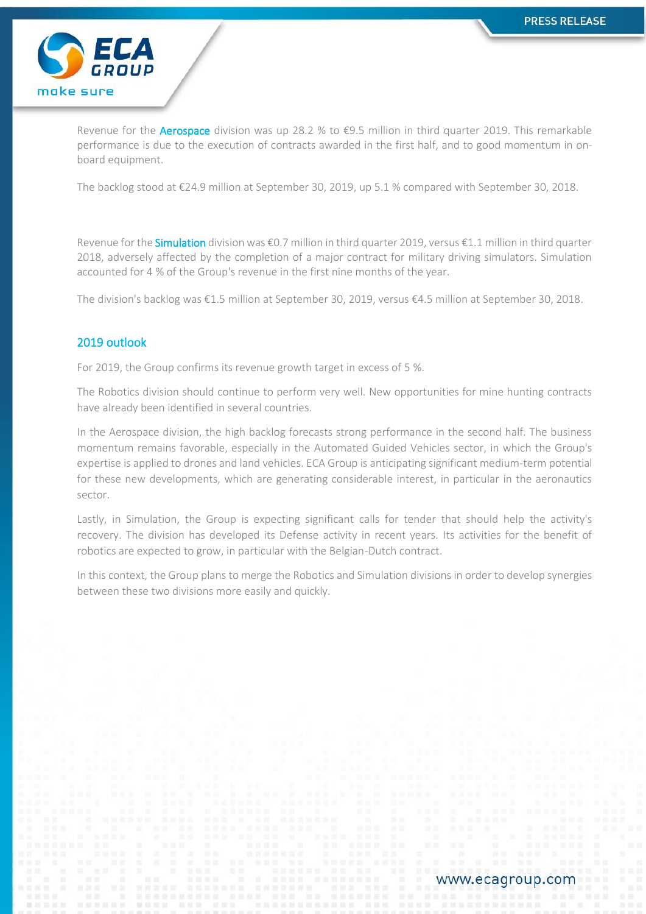Revenue for the **Aerospace** division was up 28.2 % to €9.5 million in third quarter 2019. This remarkable performance is due to the execution of contracts awarded in the first half, and to good momentum in on-board equipment.

The backlog stood at €24.9 million at September 30, 2019, up 5.1 % compared with September 30, 2018.

Revenue for the **Simulation** division was €0.7 million in third quarter 2019, versus €1.1 million in third quarter 2018, adversely affected by the completion of a major contract for military driving simulators. Simulation accounted for 4 % of the Group's revenue in the first nine months of the year.

The division's backlog was €1.5 million at September 30, 2019, versus €4.5 million at September 30, 2018.

## 2019 outlook

For 2019, the Group confirms its revenue growth target in excess of 5 %.

The Robotics division should continue to perform very well. New opportunities for mine hunting contracts have already been identified in several countries.

In the Aerospace division, the high backlog forecasts strong performance in the second half. The business momentum remains favorable, especially in the Automated Guided Vehicles sector, in which the Group's expertise is applied to drones and land vehicles. ECA Group is anticipating significant medium-term potential for these new developments, which are generating considerable interest, in particular in the aeronautics sector.

Lastly, in Simulation, the Group is expecting significant calls for tender that should help the activity's recovery. The division has developed its Defense activity in recent years. Its activities for the benefit of robotics are expected to grow, in particular with the Belgian-Dutch contract.

In this context, the Group plans to merge the Robotics and Simulation divisions in order to develop synergies between these two divisions more easily and quickly.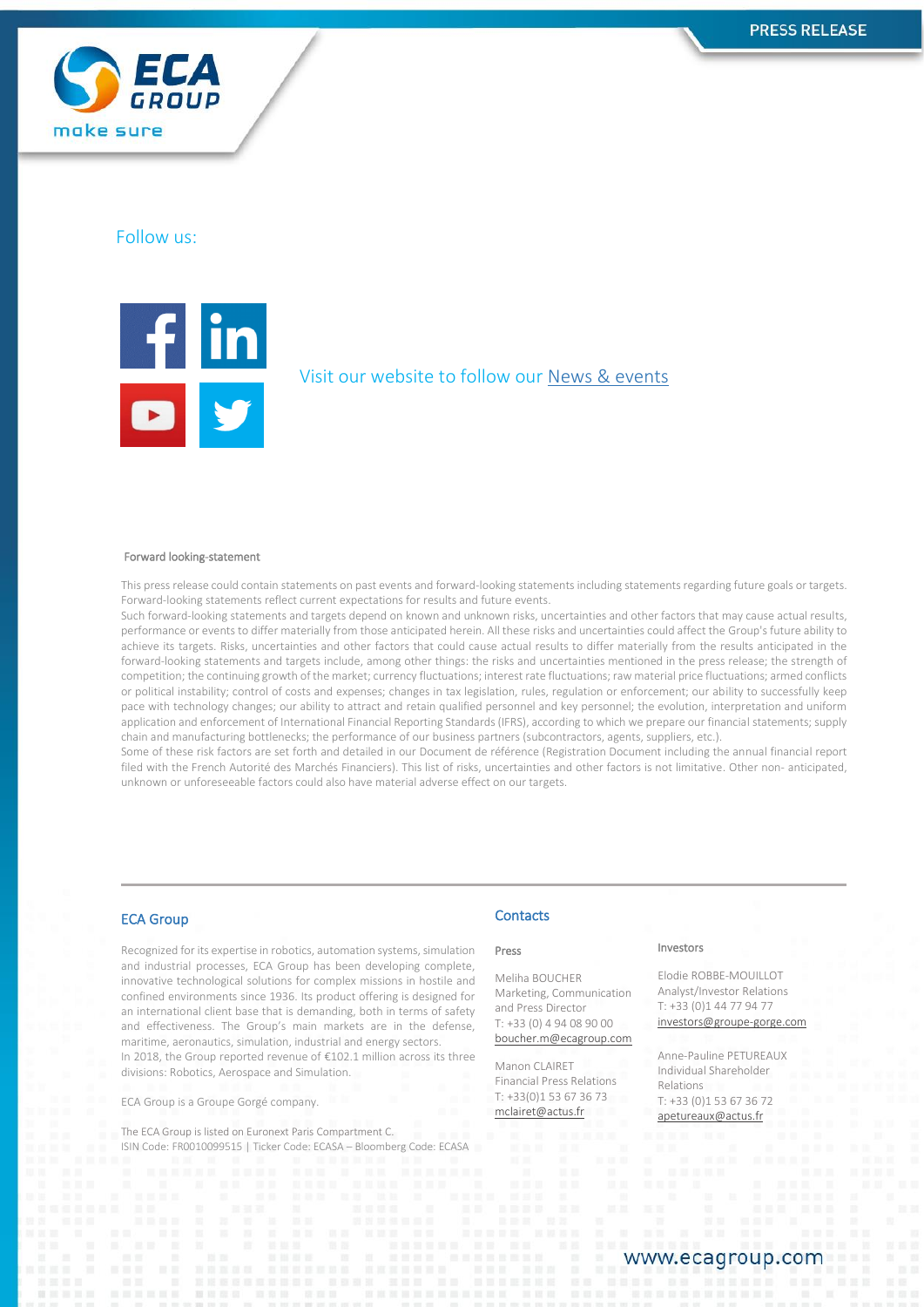PRESS RELEASE

Follow us:

Visit our website to follow our [News & events]

Forward looking-statement

This press release could contain statements on past events and forward-looking statements including statements regarding future goals or targets. Forward-looking statements reflect current expectations for results and future events.
Such forward-looking statements and targets depend on known and unknown risks, uncertainties and other factors that may cause actual results, performance or events to differ materially from those anticipated herein. All these risks and uncertainties could affect the Group's future ability to achieve its targets. Risks, uncertainties and other factors that could cause actual results to differ materially from the results anticipated in the forward-looking statements and targets include, among other things: the risks and uncertainties mentioned in the press release; the strength of competition; the continuing growth of the market; currency fluctuations; interest rate fluctuations; raw material price fluctuations; armed conflicts or political instability; control of costs and expenses; changes in tax legislation, rules, regulation or enforcement; our ability to successfully keep pace with technology changes; our ability to attract and retain qualified personnel and key personnel; the evolution, interpretation and uniform application and enforcement of International Financial Reporting Standards (IFRS), according to which we prepare our financial statements; supply chain and manufacturing bottlenecks; the performance of our business partners (subcontractors, agents, suppliers, etc.).
Some of these risk factors are set forth and detailed in our Document de référence (Registration Document including the annual financial report filed with the French Autorité des Marchés Financiers). This list of risks, uncertainties and other factors is not limitative. Other non- anticipated, unknown or unforeseeable factors could also have material adverse effect on our targets.

## ECA Group

Recognized for its expertise in robotics, automation systems, simulation and industrial processes, ECA Group has been developing complete, innovative technological solutions for complex missions in hostile and confined environments since 1936. Its product offering is designed for an international client base that is demanding, both in terms of safety and effectiveness. The Group's main markets are in the defense, maritime, aeronautics, simulation, industrial and energy sectors.
In 2018, the Group reported revenue of €102.1 million across its three divisions: Robotics, Aerospace and Simulation.

ECA Group is a Groupe Gorgé company.

The ECA Group is listed on Euronext Paris Compartment C.
ISIN Code: FR0010099515 | Ticker Code: ECASA – Bloomberg Code: ECASA

## Contacts

**Press**

Meliha BOUCHER
Marketing, Communication and Press Director
T: +33 (0) 4 94 08 90 00
boucher.m@ecagroup.com

Manon CLAIRET
Financial Press Relations
T: +33(0)1 53 67 36 73
mclairet@actus.fr

**Investors**

Elodie ROBBE-MOUILLOT
Analyst/Investor Relations
T: +33 (0)1 44 77 94 77
investors@groupe-gorge.com

Anne-Pauline PETUREAUX
Individual Shareholder Relations
T: +33 (0)1 53 67 36 72
apetureaux@actus.fr

www.ecagroup.com